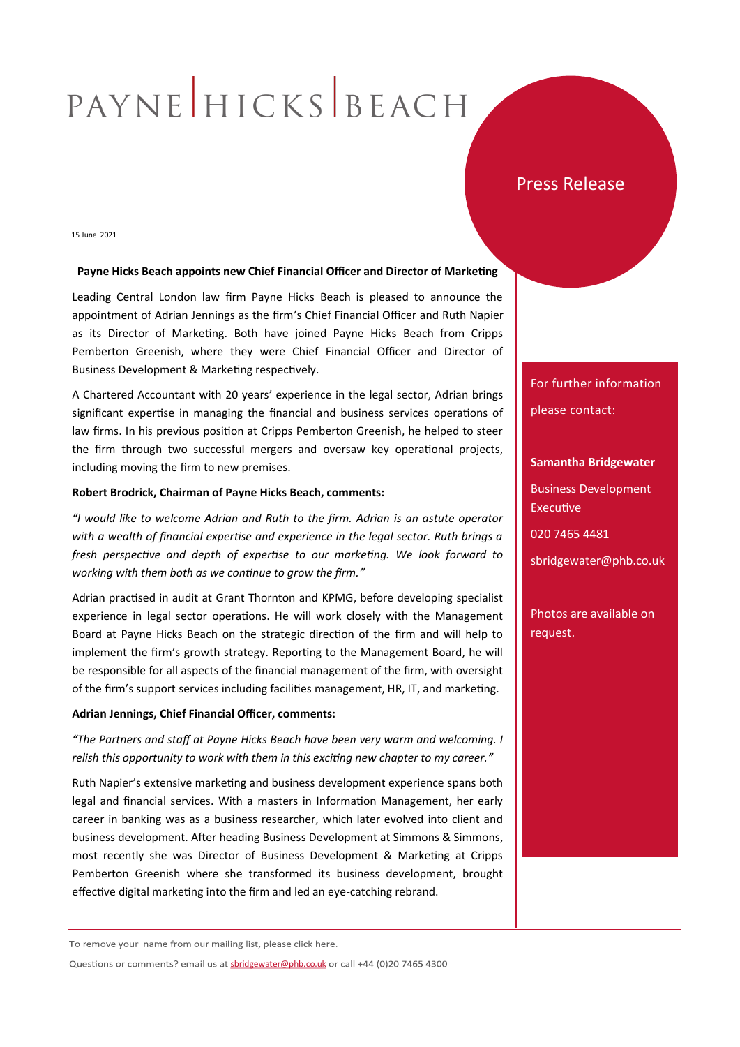PAYNE | HICKS | BEACH

Press Release

15 June 2021

**Payne Hicks Beach appoints new Chief Financial Officer and Director of Marketing**

Leading Central London law firm Payne Hicks Beach is pleased to announce the appointment of Adrian Jennings as the firm's Chief Financial Officer and Ruth Napier as its Director of Marketing. Both have joined Payne Hicks Beach from Cripps Pemberton Greenish, where they were Chief Financial Officer and Director of Business Development & Marketing respectively.

A Chartered Accountant with 20 years' experience in the legal sector, Adrian brings significant expertise in managing the financial and business services operations of law firms. In his previous position at Cripps Pemberton Greenish, he helped to steer the firm through two successful mergers and oversaw key operational projects, including moving the firm to new premises.

**Robert Brodrick, Chairman of Payne Hicks Beach, comments:**

*"I would like to welcome Adrian and Ruth to the firm. Adrian is an astute operator with a wealth of financial expertise and experience in the legal sector. Ruth brings a fresh perspective and depth of expertise to our marketing. We look forward to working with them both as we continue to grow the firm."*

Adrian practised in audit at Grant Thornton and KPMG, before developing specialist experience in legal sector operations. He will work closely with the Management Board at Payne Hicks Beach on the strategic direction of the firm and will help to implement the firm's growth strategy. Reporting to the Management Board, he will be responsible for all aspects of the financial management of the firm, with oversight of the firm's support services including facilities management, HR, IT, and marketing.

**Adrian Jennings, Chief Financial Officer, comments:**

*"The Partners and staff at Payne Hicks Beach have been very warm and welcoming. I relish this opportunity to work with them in this exciting new chapter to my career."*

Ruth Napier's extensive marketing and business development experience spans both legal and financial services. With a masters in Information Management, her early career in banking was as a business researcher, which later evolved into client and business development. After heading Business Development at Simmons & Simmons, most recently she was Director of Business Development & Marketing at Cripps Pemberton Greenish where she transformed its business development, brought effective digital marketing into the firm and led an eye-catching rebrand.

For further information please contact:

**Samantha Bridgewater**

Business Development Executive

020 7465 4481

sbridgewater@phb.co.uk

Photos are available on request.

To remove your name from our mailing list, please click here.

Questions or comments? email us at sbridgewater@phb.co.uk or call +44 (0)20 7465 4300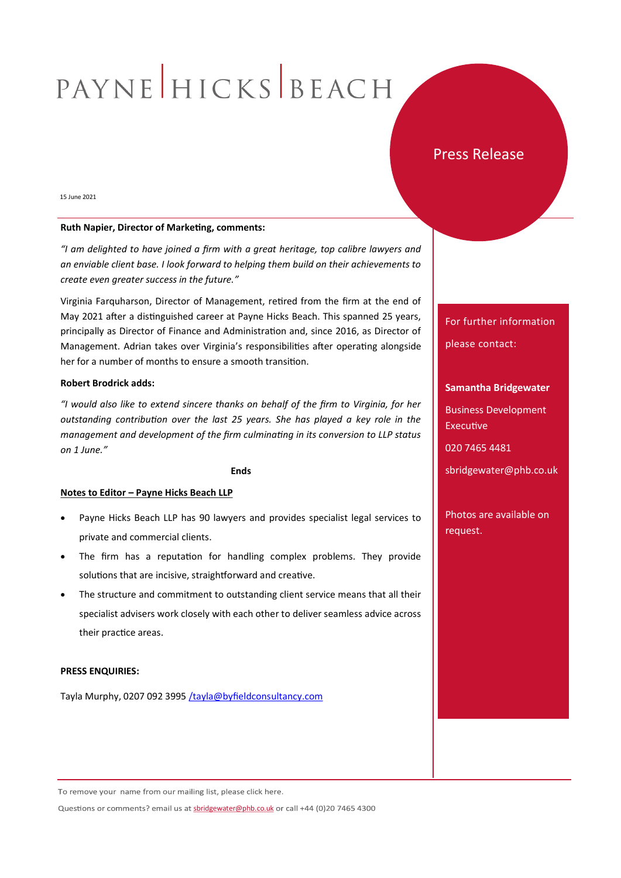# PAYNE HICKS BEACH

Press Release

15 June 2021

**Ruth Napier, Director of Marketing, comments:**

*"I am delighted to have joined a firm with a great heritage, top calibre lawyers and an enviable client base. I look forward to helping them build on their achievements to create even greater success in the future."*

Virginia Farquharson, Director of Management, retired from the firm at the end of May 2021 after a distinguished career at Payne Hicks Beach. This spanned 25 years, principally as Director of Finance and Administration and, since 2016, as Director of Management. Adrian takes over Virginia's responsibilities after operating alongside her for a number of months to ensure a smooth transition.

**Robert Brodrick adds:**

*"I would also like to extend sincere thanks on behalf of the firm to Virginia, for her outstanding contribution over the last 25 years. She has played a key role in the management and development of the firm culminating in its conversion to LLP status on 1 June."*

**Ends**

**Notes to Editor – Payne Hicks Beach LLP**

- Payne Hicks Beach LLP has 90 lawyers and provides specialist legal services to private and commercial clients.
- The firm has a reputation for handling complex problems. They provide solutions that are incisive, straightforward and creative.
- The structure and commitment to outstanding client service means that all their specialist advisers work closely with each other to deliver seamless advice across their practice areas.

**PRESS ENQUIRIES:**

Tayla Murphy, 0207 092 3995 /tayla@byfieldconsultancy.com

For further information please contact:

**Samantha Bridgewater**

Business Development Executive

020 7465 4481

sbridgewater@phb.co.uk

Photos are available on request.

To remove your name from our mailing list, please click here.

Questions or comments? email us at sbridgewater@phb.co.uk or call +44 (0)20 7465 4300